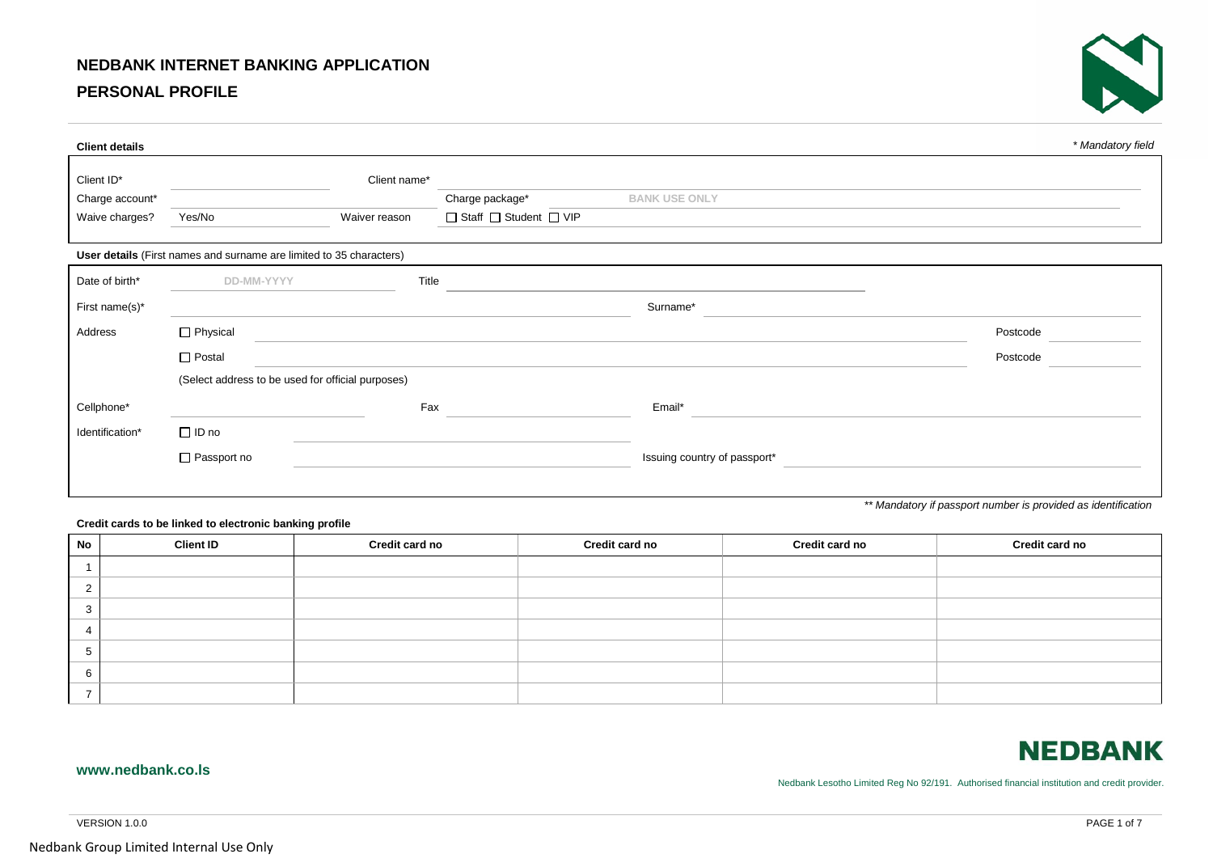# NEDBANK INTERNET BANKING APPLICATION

## PERSONAL PROFILE

**Client details**

*\* Mandatory field*

Client ID* ______________ Client name* ______________

Charge account* ______________ Charge package* ______________ BANK USE ONLY

Waive charges? Yes/No Waiver reason ☐ Staff ☐ Student ☐ VIP

**User details** (First names and surname are limited to 35 characters)

Date of birth* DD-MM-YYYY Title ______________

First name(s)* ______________ Surname* ______________

Address ☐ Physical ______________ Postcode ______________

☐ Postal ______________ Postcode ______________

(Select address to be used for official purposes)

Cellphone* ______________ Fax ______________ Email* ______________

Identification* ☐ ID no ______________

☐ Passport no ______________ Issuing country of passport* ______________

*\*\* Mandatory if passport number is provided as identification*

**Credit cards to be linked to electronic banking profile**

| No | Client ID | Credit card no | Credit card no | Credit card no | Credit card no |
|---|---|---|---|---|---|
| 1 | | | | | |
| 2 | | | | | |
| 3 | | | | | |
| 4 | | | | | |
| 5 | | | | | |
| 6 | | | | | |
| 7 | | | | | |

**NEDBANK**

**www.nedbank.co.ls**

Nedbank Lesotho Limited Reg No 92/191. Authorised financial institution and credit provider.

VERSION 1.0.0

Nedbank Group Limited Internal Use Only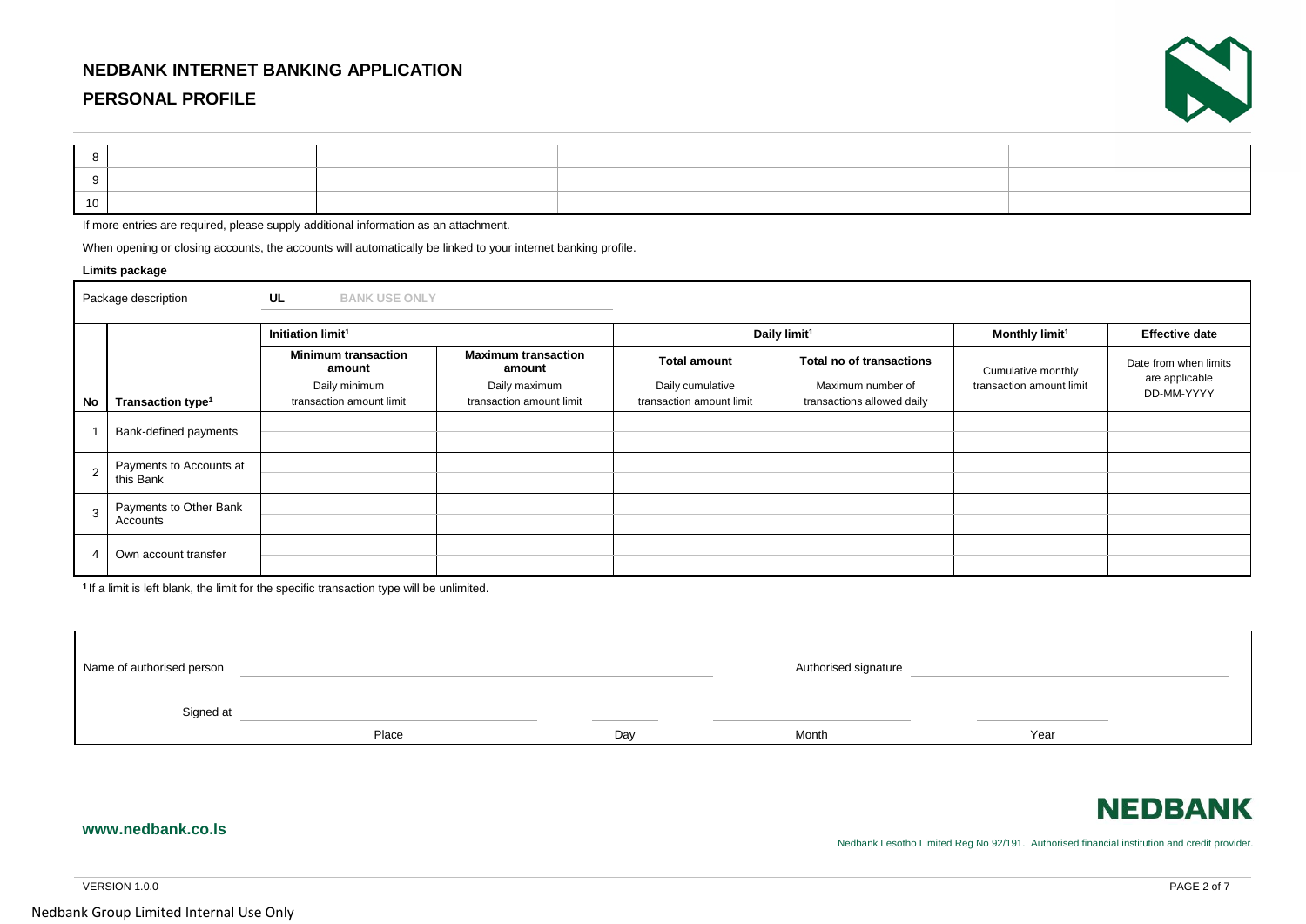# NEDBANK INTERNET BANKING APPLICATION

## PERSONAL PROFILE

| | | | | | |
|---|---|---|---|---|---|
| 8 | | | | | |
| 9 | | | | | |
| 10 | | | | | |

If more entries are required, please supply additional information as an attachment.

When opening or closing accounts, the accounts will automatically be linked to your internet banking profile.

**Limits package**

Package description UL BANK USE ONLY

| No | Transaction type[1] | Initiation limit[1] | | Daily limit[1] | | Monthly limit[1] | Effective date |
|---|---|---|---|---|---|---|---|
| | | **Minimum transaction amount** Daily minimum transaction amount limit | **Maximum transaction amount** Daily maximum transaction amount limit | **Total amount** Daily cumulative transaction amount limit | **Total no of transactions** Maximum number of transactions allowed daily | Cumulative monthly transaction amount limit | Date from when limits are applicable DD-MM-YYYY |
| 1 | Bank-defined payments | | | | | | |
| 2 | Payments to Accounts at this Bank | | | | | | |
| 3 | Payments to Other Bank Accounts | | | | | | |
| 4 | Own account transfer | | | | | | |

[1] If a limit is left blank, the limit for the specific transaction type will be unlimited.

Name of authorised person \_\_\_\_\_\_\_\_\_\_\_\_\_\_\_\_\_\_\_\_ Authorised signature \_\_\_\_\_\_\_\_\_\_\_\_\_\_\_\_\_\_\_\_

Signed at \_\_\_\_\_\_\_\_\_\_\_\_ \_\_\_\_\_\_ \_\_\_\_\_\_\_\_\_\_\_\_ \_\_\_\_\_\_\_\_
Place Day Month Year

**NEDBANK**

**www.nedbank.co.ls**

Nedbank Lesotho Limited Reg No 92/191. Authorised financial institution and credit provider.

VERSION 1.0.0

Nedbank Group Limited Internal Use Only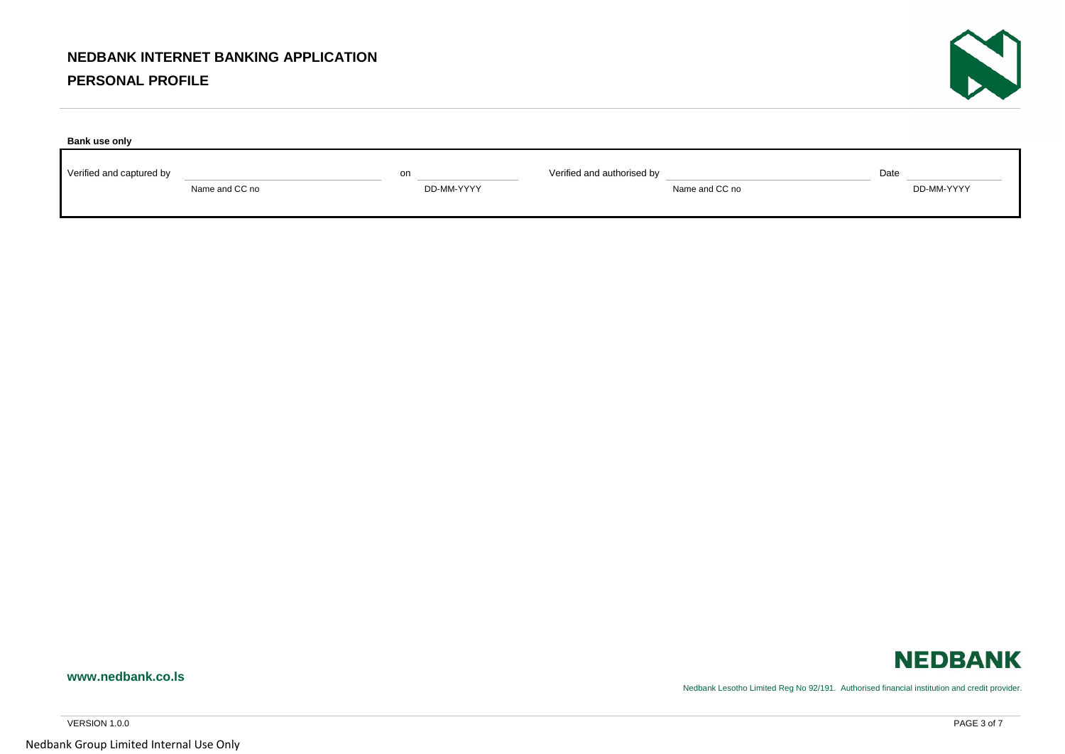**Bank use only**

| Verified and captured by | | on | | Verified and authorised by | | Date | |
|---|---|---|---|---|---|---|---|
| | Name and CC no | | DD-MM-YYYY | | Name and CC no | | DD-MM-YYYY |

**www.nedbank.co.ls**

Nedbank Lesotho Limited Reg No 92/191. Authorised financial institution and credit provider.

VERSION 1.0.0

Nedbank Group Limited Internal Use Only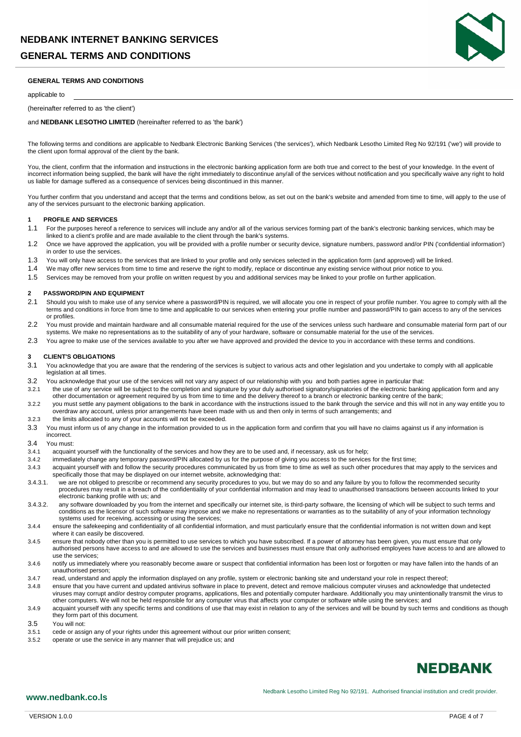# NEDBANK INTERNET BANKING SERVICES

# GENERAL TERMS AND CONDITIONS

**GENERAL TERMS AND CONDITIONS**

applicable to

(hereinafter referred to as 'the client')

and **NEDBANK LESOTHO LIMITED** (hereinafter referred to as 'the bank')

The following terms and conditions are applicable to Nedbank Electronic Banking Services ('the services'), which Nedbank Lesotho Limited Reg No 92/191 ('we') will provide to the client upon formal approval of the client by the bank.

You, the client, confirm that the information and instructions in the electronic banking application form are both true and correct to the best of your knowledge. In the event of incorrect information being supplied, the bank will have the right immediately to discontinue any/all of the services without notification and you specifically waive any right to hold us liable for damage suffered as a consequence of services being discontinued in this manner.

You further confirm that you understand and accept that the terms and conditions below, as set out on the bank's website and amended from time to time, will apply to the use of any of the services pursuant to the electronic banking application.

## 1 PROFILE AND SERVICES

1.1 For the purposes hereof a reference to services will include any and/or all of the various services forming part of the bank's electronic banking services, which may be linked to a client's profile and are made available to the client through the bank's systems.

1.2 Once we have approved the application, you will be provided with a profile number or security device, signature numbers, password and/or PIN ('confidential information') in order to use the services.

1.3 You will only have access to the services that are linked to your profile and only services selected in the application form (and approved) will be linked.

1.4 We may offer new services from time to time and reserve the right to modify, replace or discontinue any existing service without prior notice to you.

1.5 Services may be removed from your profile on written request by you and additional services may be linked to your profile on further application.

## 2 PASSWORD/PIN AND EQUIPMENT

2.1 Should you wish to make use of any service where a password/PIN is required, we will allocate you one in respect of your profile number. You agree to comply with all the terms and conditions in force from time to time and applicable to our services when entering your profile number and password/PIN to gain access to any of the services or profiles.

2.2 You must provide and maintain hardware and all consumable material required for the use of the services unless such hardware and consumable material form part of our systems. We make no representations as to the suitability of any of your hardware, software or consumable material for the use of the services.

2.3 You agree to make use of the services available to you after we have approved and provided the device to you in accordance with these terms and conditions.

## 3 CLIENT'S OBLIGATIONS

3.1 You acknowledge that you are aware that the rendering of the services is subject to various acts and other legislation and you undertake to comply with all applicable legislation at all times.

3.2 You acknowledge that your use of the services will not vary any aspect of our relationship with you and both parties agree in particular that:

3.2.1 the use of any service will be subject to the completion and signature by your duly authorised signatory/signatories of the electronic banking application form and any other documentation or agreement required by us from time to time and the delivery thereof to a branch or electronic banking centre of the bank;

3.2.2 you must settle any payment obligations to the bank in accordance with the instructions issued to the bank through the service and this will not in any way entitle you to overdraw any account, unless prior arrangements have been made with us and then only in terms of such arrangements; and

3.2.3 the limits allocated to any of your accounts will not be exceeded.

3.3 You must inform us of any change in the information provided to us in the application form and confirm that you will have no claims against us if any information is incorrect.

3.4 You must:

3.4.1 acquaint yourself with the functionality of the services and how they are to be used and, if necessary, ask us for help;

3.4.2 immediately change any temporary password/PIN allocated by us for the purpose of giving you access to the services for the first time;

3.4.3 acquaint yourself with and follow the security procedures communicated by us from time to time as well as such other procedures that may apply to the services and specifically those that may be displayed on our internet website, acknowledging that:

3.4.3.1. we are not obliged to prescribe or recommend any security procedures to you, but we may do so and any failure by you to follow the recommended security procedures may result in a breach of the confidentiality of your confidential information and may lead to unauthorised transactions between accounts linked to your electronic banking profile with us; and

3.4.3.2. any software downloaded by you from the internet and specifically our internet site, is third-party software, the licensing of which will be subject to such terms and conditions as the licensor of such software may impose and we make no representations or warranties as to the suitability of any of your information technology systems used for receiving, accessing or using the services;

3.4.4 ensure the safekeeping and confidentiality of all confidential information, and must particularly ensure that the confidential information is not written down and kept where it can easily be discovered.

3.4.5 ensure that nobody other than you is permitted to use services to which you have subscribed. If a power of attorney has been given, you must ensure that only authorised persons have access to and are allowed to use the services and businesses must ensure that only authorised employees have access to and are allowed to use the services;

3.4.6 notify us immediately where you reasonably become aware or suspect that confidential information has been lost or forgotten or may have fallen into the hands of an unauthorised person;

3.4.7 read, understand and apply the information displayed on any profile, system or electronic banking site and understand your role in respect thereof;

3.4.8 ensure that you have current and updated antivirus software in place to prevent, detect and remove malicious computer viruses and acknowledge that undetected viruses may corrupt and/or destroy computer programs, applications, files and potentially computer hardware. Additionally you may unintentionally transmit the virus to other computers. We will not be held responsible for any computer virus that affects your computer or software while using the services; and

3.4.9 acquaint yourself with any specific terms and conditions of use that may exist in relation to any of the services and will be bound by such terms and conditions as though they form part of this document.

3.5 You will not:

3.5.1 cede or assign any of your rights under this agreement without our prior written consent;

3.5.2 operate or use the service in any manner that will prejudice us; and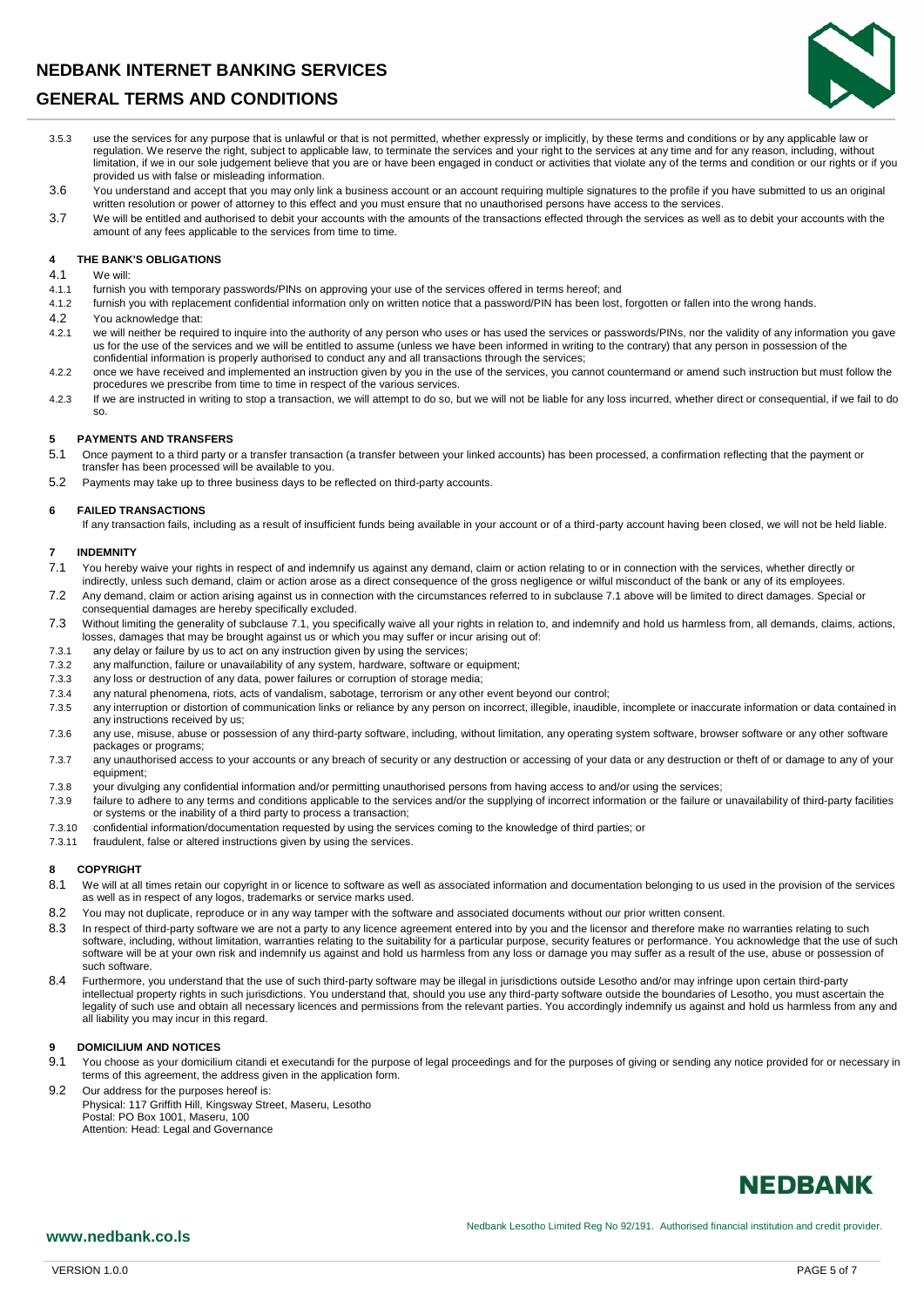3.5.3 use the services for any purpose that is unlawful or that is not permitted, whether expressly or implicitly, by these terms and conditions or by any applicable law or regulation. We reserve the right, subject to applicable law, to terminate the services and your right to the services at any time and for any reason, including, without limitation, if we in our sole judgement believe that you are or have been engaged in conduct or activities that violate any of the terms and condition or our rights or if you provided us with false or misleading information.

3.6 You understand and accept that you may only link a business account or an account requiring multiple signatures to the profile if you have submitted to us an original written resolution or power of attorney to this effect and you must ensure that no unauthorised persons have access to the services.

3.7 We will be entitled and authorised to debit your accounts with the amounts of the transactions effected through the services as well as to debit your accounts with the amount of any fees applicable to the services from time to time.

## 4 THE BANK'S OBLIGATIONS

4.1 We will:

4.1.1 furnish you with temporary passwords/PINs on approving your use of the services offered in terms hereof; and

4.1.2 furnish you with replacement confidential information only on written notice that a password/PIN has been lost, forgotten or fallen into the wrong hands.

4.2 You acknowledge that:

4.2.1 we will neither be required to inquire into the authority of any person who uses or has used the services or passwords/PINs, nor the validity of any information you gave us for the use of the services and we will be entitled to assume (unless we have been informed in writing to the contrary) that any person in possession of the confidential information is properly authorised to conduct any and all transactions through the services;

4.2.2 once we have received and implemented an instruction given by you in the use of the services, you cannot countermand or amend such instruction but must follow the procedures we prescribe from time to time in respect of the various services.

4.2.3 If we are instructed in writing to stop a transaction, we will attempt to do so, but we will not be liable for any loss incurred, whether direct or consequential, if we fail to do so.

## 5 PAYMENTS AND TRANSFERS

5.1 Once payment to a third party or a transfer transaction (a transfer between your linked accounts) has been processed, a confirmation reflecting that the payment or transfer has been processed will be available to you.

5.2 Payments may take up to three business days to be reflected on third-party accounts.

## 6 FAILED TRANSACTIONS

If any transaction fails, including as a result of insufficient funds being available in your account or of a third-party account having been closed, we will not be held liable.

## 7 INDEMNITY

7.1 You hereby waive your rights in respect of and indemnify us against any demand, claim or action relating to or in connection with the services, whether directly or indirectly, unless such demand, claim or action arose as a direct consequence of the gross negligence or wilful misconduct of the bank or any of its employees.

7.2 Any demand, claim or action arising against us in connection with the circumstances referred to in subclause 7.1 above will be limited to direct damages. Special or consequential damages are hereby specifically excluded.

7.3 Without limiting the generality of subclause 7.1, you specifically waive all your rights in relation to, and indemnify and hold us harmless from, all demands, claims, actions, losses, damages that may be brought against us or which you may suffer or incur arising out of:

7.3.1 any delay or failure by us to act on any instruction given by using the services;

7.3.2 any malfunction, failure or unavailability of any system, hardware, software or equipment;

7.3.3 any loss or destruction of any data, power failures or corruption of storage media;

7.3.4 any natural phenomena, riots, acts of vandalism, sabotage, terrorism or any other event beyond our control;

7.3.5 any interruption or distortion of communication links or reliance by any person on incorrect, illegible, inaudible, incomplete or inaccurate information or data contained in any instructions received by us;

7.3.6 any use, misuse, abuse or possession of any third-party software, including, without limitation, any operating system software, browser software or any other software packages or programs;

7.3.7 any unauthorised access to your accounts or any breach of security or any destruction or accessing of your data or any destruction or theft of or damage to any of your equipment;

7.3.8 your divulging any confidential information and/or permitting unauthorised persons from having access to and/or using the services;

7.3.9 failure to adhere to any terms and conditions applicable to the services and/or the supplying of incorrect information or the failure or unavailability of third-party facilities or systems or the inability of a third party to process a transaction;

7.3.10 confidential information/documentation requested by using the services coming to the knowledge of third parties; or

7.3.11 fraudulent, false or altered instructions given by using the services.

## 8 COPYRIGHT

8.1 We will at all times retain our copyright in or licence to software as well as associated information and documentation belonging to us used in the provision of the services as well as in respect of any logos, trademarks or service marks used.

8.2 You may not duplicate, reproduce or in any way tamper with the software and associated documents without our prior written consent.

8.3 In respect of third-party software we are not a party to any licence agreement entered into by you and the licensor and therefore make no warranties relating to such software, including, without limitation, warranties relating to the suitability for a particular purpose, security features or performance. You acknowledge that the use of such software will be at your own risk and indemnify us against and hold us harmless from any loss or damage you may suffer as a result of the use, abuse or possession of such software.

8.4 Furthermore, you understand that the use of such third-party software may be illegal in jurisdictions outside Lesotho and/or may infringe upon certain third-party intellectual property rights in such jurisdictions. You understand that, should you use any third-party software outside the boundaries of Lesotho, you must ascertain the legality of such use and obtain all necessary licences and permissions from the relevant parties. You accordingly indemnify us against and hold us harmless from any and all liability you may incur in this regard.

## 9 DOMICILIUM AND NOTICES

9.1 You choose as your domicilium citandi et executandi for the purpose of legal proceedings and for the purposes of giving or sending any notice provided for or necessary in terms of this agreement, the address given in the application form.

9.2 Our address for the purposes hereof is:
Physical: 117 Griffith Hill, Kingsway Street, Maseru, Lesotho
Postal: PO Box 1001, Maseru, 100
Attention: Head: Legal and Governance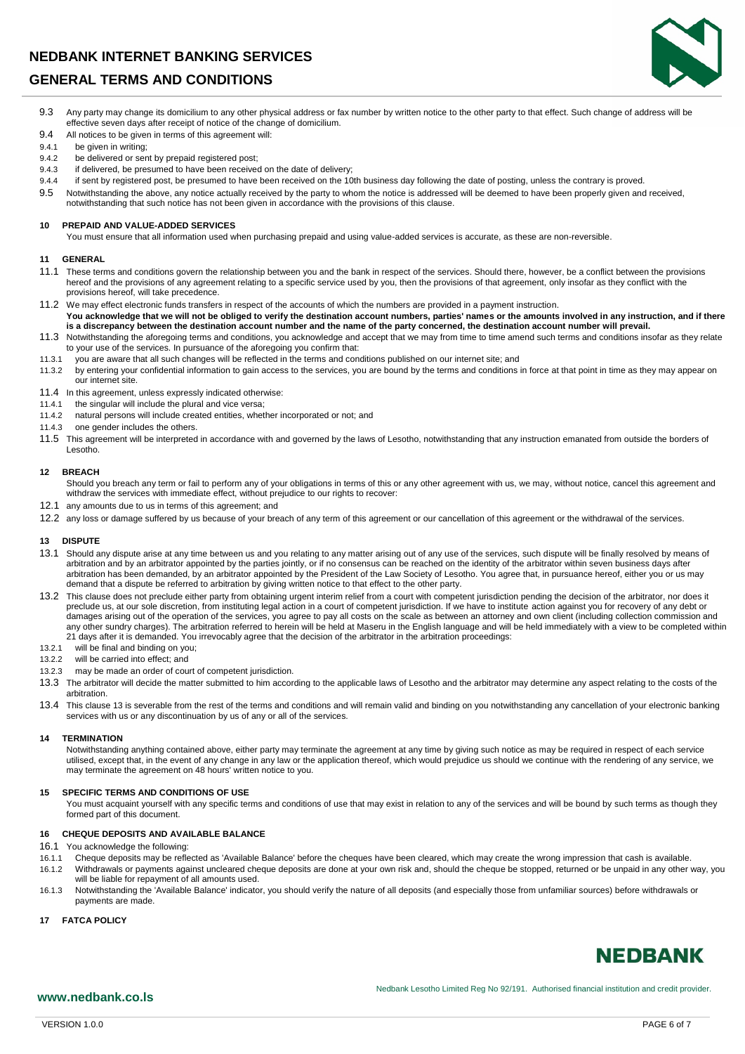9.3 Any party may change its domicilium to any other physical address or fax number by written notice to the other party to that effect. Such change of address will be effective seven days after receipt of notice of the change of domicilium.

9.4 All notices to be given in terms of this agreement will:

9.4.1 be given in writing;

9.4.2 be delivered or sent by prepaid registered post;

9.4.3 if delivered, be presumed to have been received on the date of delivery;

9.4.4 if sent by registered post, be presumed to have been received on the 10th business day following the date of posting, unless the contrary is proved.

9.5 Notwithstanding the above, any notice actually received by the party to whom the notice is addressed will be deemed to have been properly given and received, notwithstanding that such notice has not been given in accordance with the provisions of this clause.

## 10 PREPAID AND VALUE-ADDED SERVICES

You must ensure that all information used when purchasing prepaid and using value-added services is accurate, as these are non-reversible.

## 11 GENERAL

11.1 These terms and conditions govern the relationship between you and the bank in respect of the services. Should there, however, be a conflict between the provisions hereof and the provisions of any agreement relating to a specific service used by you, then the provisions of that agreement, only insofar as they conflict with the provisions hereof, will take precedence.

11.2 We may effect electronic funds transfers in respect of the accounts of which the numbers are provided in a payment instruction.
**You acknowledge that we will not be obliged to verify the destination account numbers, parties' names or the amounts involved in any instruction, and if there is a discrepancy between the destination account number and the name of the party concerned, the destination account number will prevail.**

11.3 Notwithstanding the aforegoing terms and conditions, you acknowledge and accept that we may from time to time amend such terms and conditions insofar as they relate to your use of the services. In pursuance of the aforegoing you confirm that:

11.3.1 you are aware that all such changes will be reflected in the terms and conditions published on our internet site; and

11.3.2 by entering your confidential information to gain access to the services, you are bound by the terms and conditions in force at that point in time as they may appear on our internet site.

11.4 In this agreement, unless expressly indicated otherwise:

11.4.1 the singular will include the plural and vice versa;

11.4.2 natural persons will include created entities, whether incorporated or not; and

11.4.3 one gender includes the others.

11.5 This agreement will be interpreted in accordance with and governed by the laws of Lesotho, notwithstanding that any instruction emanated from outside the borders of Lesotho.

## 12 BREACH

Should you breach any term or fail to perform any of your obligations in terms of this or any other agreement with us, we may, without notice, cancel this agreement and withdraw the services with immediate effect, without prejudice to our rights to recover:

12.1 any amounts due to us in terms of this agreement; and

12.2 any loss or damage suffered by us because of your breach of any term of this agreement or our cancellation of this agreement or the withdrawal of the services.

## 13 DISPUTE

13.1 Should any dispute arise at any time between us and you relating to any matter arising out of any use of the services, such dispute will be finally resolved by means of arbitration and by an arbitrator appointed by the parties jointly, or if no consensus can be reached on the identity of the arbitrator within seven business days after arbitration has been demanded, by an arbitrator appointed by the President of the Law Society of Lesotho. You agree that, in pursuance hereof, either you or us may demand that a dispute be referred to arbitration by giving written notice to that effect to the other party.

13.2 This clause does not preclude either party from obtaining urgent interim relief from a court with competent jurisdiction pending the decision of the arbitrator, nor does it preclude us, at our sole discretion, from instituting legal action in a court of competent jurisdiction. If we have to institute action against you for recovery of any debt or damages arising out of the operation of the services, you agree to pay all costs on the scale as between an attorney and own client (including collection commission and any other sundry charges). The arbitration referred to herein will be held at Maseru in the English language and will be held immediately with a view to be completed within 21 days after it is demanded. You irrevocably agree that the decision of the arbitrator in the arbitration proceedings:

13.2.1 will be final and binding on you;

13.2.2 will be carried into effect; and

13.2.3 may be made an order of court of competent jurisdiction.

13.3 The arbitrator will decide the matter submitted to him according to the applicable laws of Lesotho and the arbitrator may determine any aspect relating to the costs of the arbitration.

13.4 This clause 13 is severable from the rest of the terms and conditions and will remain valid and binding on you notwithstanding any cancellation of your electronic banking services with us or any discontinuation by us of any or all of the services.

## 14 TERMINATION

Notwithstanding anything contained above, either party may terminate the agreement at any time by giving such notice as may be required in respect of each service utilised, except that, in the event of any change in any law or the application thereof, which would prejudice us should we continue with the rendering of any service, we may terminate the agreement on 48 hours' written notice to you.

## 15 SPECIFIC TERMS AND CONDITIONS OF USE

You must acquaint yourself with any specific terms and conditions of use that may exist in relation to any of the services and will be bound by such terms as though they formed part of this document.

## 16 CHEQUE DEPOSITS AND AVAILABLE BALANCE

16.1 You acknowledge the following:

16.1.1 Cheque deposits may be reflected as 'Available Balance' before the cheques have been cleared, which may create the wrong impression that cash is available.

16.1.2 Withdrawals or payments against uncleared cheque deposits are done at your own risk and, should the cheque be stopped, returned or be unpaid in any other way, you will be liable for repayment of all amounts used.

16.1.3 Notwithstanding the 'Available Balance' indicator, you should verify the nature of all deposits (and especially those from unfamiliar sources) before withdrawals or payments are made.

## 17 FATCA POLICY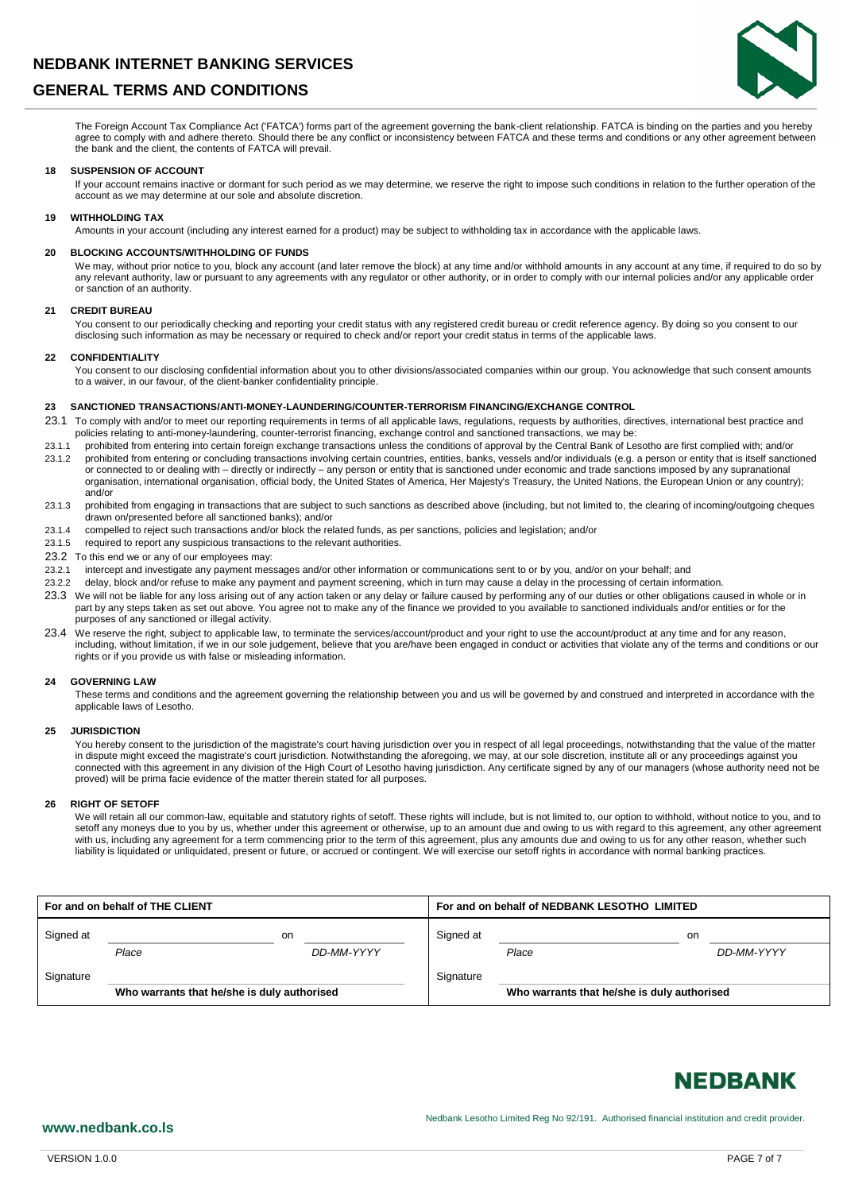The Foreign Account Tax Compliance Act ('FATCA') forms part of the agreement governing the bank-client relationship. FATCA is binding on the parties and you hereby agree to comply with and adhere thereto. Should there be any conflict or inconsistency between FATCA and these terms and conditions or any other agreement between the bank and the client, the contents of FATCA will prevail.

## 18 SUSPENSION OF ACCOUNT

If your account remains inactive or dormant for such period as we may determine, we reserve the right to impose such conditions in relation to the further operation of the account as we may determine at our sole and absolute discretion.

## 19 WITHHOLDING TAX

Amounts in your account (including any interest earned for a product) may be subject to withholding tax in accordance with the applicable laws.

## 20 BLOCKING ACCOUNTS/WITHHOLDING OF FUNDS

We may, without prior notice to you, block any account (and later remove the block) at any time and/or withhold amounts in any account at any time, if required to do so by any relevant authority, law or pursuant to any agreements with any regulator or other authority, or in order to comply with our internal policies and/or any applicable order or sanction of an authority.

## 21 CREDIT BUREAU

You consent to our periodically checking and reporting your credit status with any registered credit bureau or credit reference agency. By doing so you consent to our disclosing such information as may be necessary or required to check and/or report your credit status in terms of the applicable laws.

## 22 CONFIDENTIALITY

You consent to our disclosing confidential information about you to other divisions/associated companies within our group. You acknowledge that such consent amounts to a waiver, in our favour, of the client-banker confidentiality principle.

## 23 SANCTIONED TRANSACTIONS/ANTI-MONEY-LAUNDERING/COUNTER-TERRORISM FINANCING/EXCHANGE CONTROL

23.1 To comply with and/or to meet our reporting requirements in terms of all applicable laws, regulations, requests by authorities, directives, international best practice and policies relating to anti-money-laundering, counter-terrorist financing, exchange control and sanctioned transactions, we may be:

23.1.1 prohibited from entering into certain foreign exchange transactions unless the conditions of approval by the Central Bank of Lesotho are first complied with; and/or

23.1.2 prohibited from entering or concluding transactions involving certain countries, entities, banks, vessels and/or individuals (e.g. a person or entity that is itself sanctioned or connected to or dealing with – directly or indirectly – any person or entity that is sanctioned under economic and trade sanctions imposed by any supranational organisation, international organisation, official body, the United States of America, Her Majesty's Treasury, the United Nations, the European Union or any country); and/or

23.1.3 prohibited from engaging in transactions that are subject to such sanctions as described above (including, but not limited to, the clearing of incoming/outgoing cheques drawn on/presented before all sanctioned banks); and/or

23.1.4 compelled to reject such transactions and/or block the related funds, as per sanctions, policies and legislation; and/or

23.1.5 required to report any suspicious transactions to the relevant authorities.

23.2 To this end we or any of our employees may:

23.2.1 intercept and investigate any payment messages and/or other information or communications sent to or by you, and/or on your behalf; and

23.2.2 delay, block and/or refuse to make any payment and payment screening, which in turn may cause a delay in the processing of certain information.

23.3 We will not be liable for any loss arising out of any action taken or any delay or failure caused by performing any of our duties or other obligations caused in whole or in part by any steps taken as set out above. You agree not to make any of the finance we provided to you available to sanctioned individuals and/or entities or for the purposes of any sanctioned or illegal activity.

23.4 We reserve the right, subject to applicable law, to terminate the services/account/product and your right to use the account/product at any time and for any reason, including, without limitation, if we in our sole judgement, believe that you are/have been engaged in conduct or activities that violate any of the terms and conditions or our rights or if you provide us with false or misleading information.

## 24 GOVERNING LAW

These terms and conditions and the agreement governing the relationship between you and us will be governed by and construed and interpreted in accordance with the applicable laws of Lesotho.

## 25 JURISDICTION

You hereby consent to the jurisdiction of the magistrate's court having jurisdiction over you in respect of all legal proceedings, notwithstanding that the value of the matter in dispute might exceed the magistrate's court jurisdiction. Notwithstanding the aforegoing, we may, at our sole discretion, institute all or any proceedings against you connected with this agreement in any division of the High Court of Lesotho having jurisdiction. Any certificate signed by any of our managers (whose authority need not be proved) will be prima facie evidence of the matter therein stated for all purposes.

## 26 RIGHT OF SETOFF

We will retain all our common-law, equitable and statutory rights of setoff. These rights will include, but is not limited to, our option to withhold, without notice to you, and to setoff any moneys due to you by us, whether under this agreement or otherwise, up to an amount due and owing to us with regard to this agreement, any other agreement with us, including any agreement for a term commencing prior to the term of this agreement, plus any amounts due and owing to us for any other reason, whether such liability is liquidated or unliquidated, present or future, or accrued or contingent. We will exercise our setoff rights in accordance with normal banking practices.

| For and on behalf of THE CLIENT | | | For and on behalf of NEDBANK LESOTHO LIMITED | | |
|---|---|---|---|---|---|
| Signed at | Place | on DD-MM-YYYY | Signed at | Place | on DD-MM-YYYY |
| Signature | Who warrants that he/she is duly authorised | | Signature | Who warrants that he/she is duly authorised | |

NEDBANK

Nedbank Lesotho Limited Reg No 92/191. Authorised financial institution and credit provider.

www.nedbank.co.ls

VERSION 1.0.0